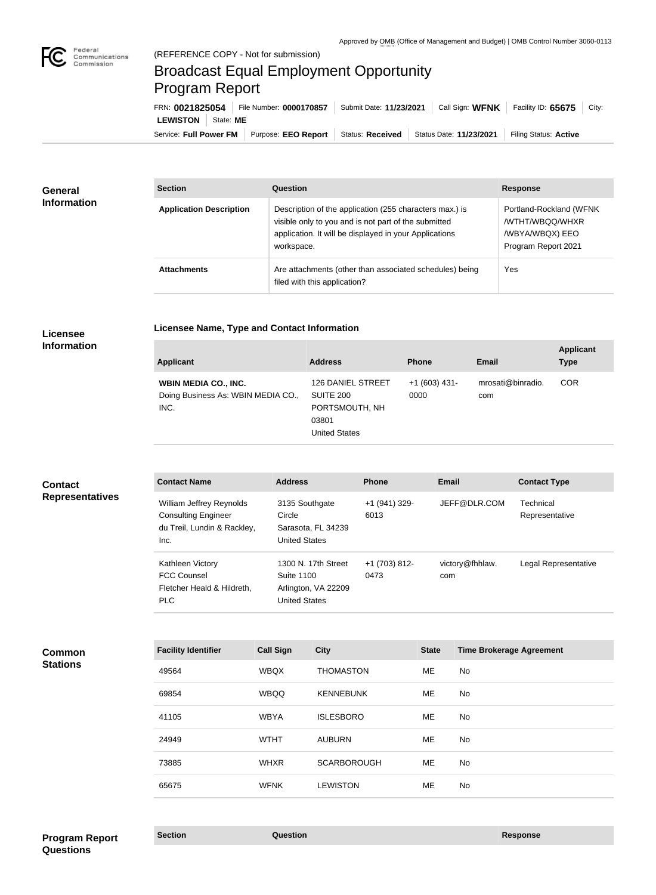Approved by OMB (Office of Management and Budget) | OMB Control Number 3060-0113

(REFERENCE COPY - Not for submission)

# Broadcast Equal Employment Opportunity Program Report

FRN: **0021825054** | File Number: **0000170857** | Submit Date: **11/23/2021** | Call Sign: **WFNK** | Facility ID: **65675** | City: **LEWISTON** | State: **ME**

Service: **Full Power FM** | Purpose: **EEO Report** | Status: **Received** | Status Date: **11/23/2021** | Filing Status: **Active**

## General Information

| Section | Question | Response |
| --- | --- | --- |
| **Application Description** | Description of the application (255 characters max.) is visible only to you and is not part of the submitted application. It will be displayed in your Applications workspace. | Portland-Rockland (WFNK /WTHT/WBQQ/WHXR /WBYA/WBQX) EEO Program Report 2021 |
| **Attachments** | Are attachments (other than associated schedules) being filed with this application? | Yes |

## Licensee Information

### Licensee Name, Type and Contact Information

| Applicant | Address | Phone | Email | Applicant Type |
| --- | --- | --- | --- | --- |
| **WBIN MEDIA CO., INC.** Doing Business As: WBIN MEDIA CO., INC. | 126 DANIEL STREET SUITE 200 PORTSMOUTH, NH 03801 United States | +1 (603) 431-0000 | mrosati@binradio.com | COR |

## Contact Representatives

| Contact Name | Address | Phone | Email | Contact Type |
| --- | --- | --- | --- | --- |
| William Jeffrey Reynolds Consulting Engineer du Treil, Lundin & Rackley, Inc. | 3135 Southgate Circle Sarasota, FL 34239 United States | +1 (941) 329-6013 | JEFF@DLR.COM | Technical Representative |
| Kathleen Victory FCC Counsel Fletcher Heald & Hildreth, PLC | 1300 N. 17th Street Suite 1100 Arlington, VA 22209 United States | +1 (703) 812-0473 | victory@fhhlaw.com | Legal Representative |

## Common Stations

| Facility Identifier | Call Sign | City | State | Time Brokerage Agreement |
| --- | --- | --- | --- | --- |
| 49564 | WBQX | THOMASTON | ME | No |
| 69854 | WBQQ | KENNEBUNK | ME | No |
| 41105 | WBYA | ISLESBORO | ME | No |
| 24949 | WTHT | AUBURN | ME | No |
| 73885 | WHXR | SCARBOROUGH | ME | No |
| 65675 | WFNK | LEWISTON | ME | No |

## Program Report Questions

| Section | Question | Response |
| --- | --- | --- |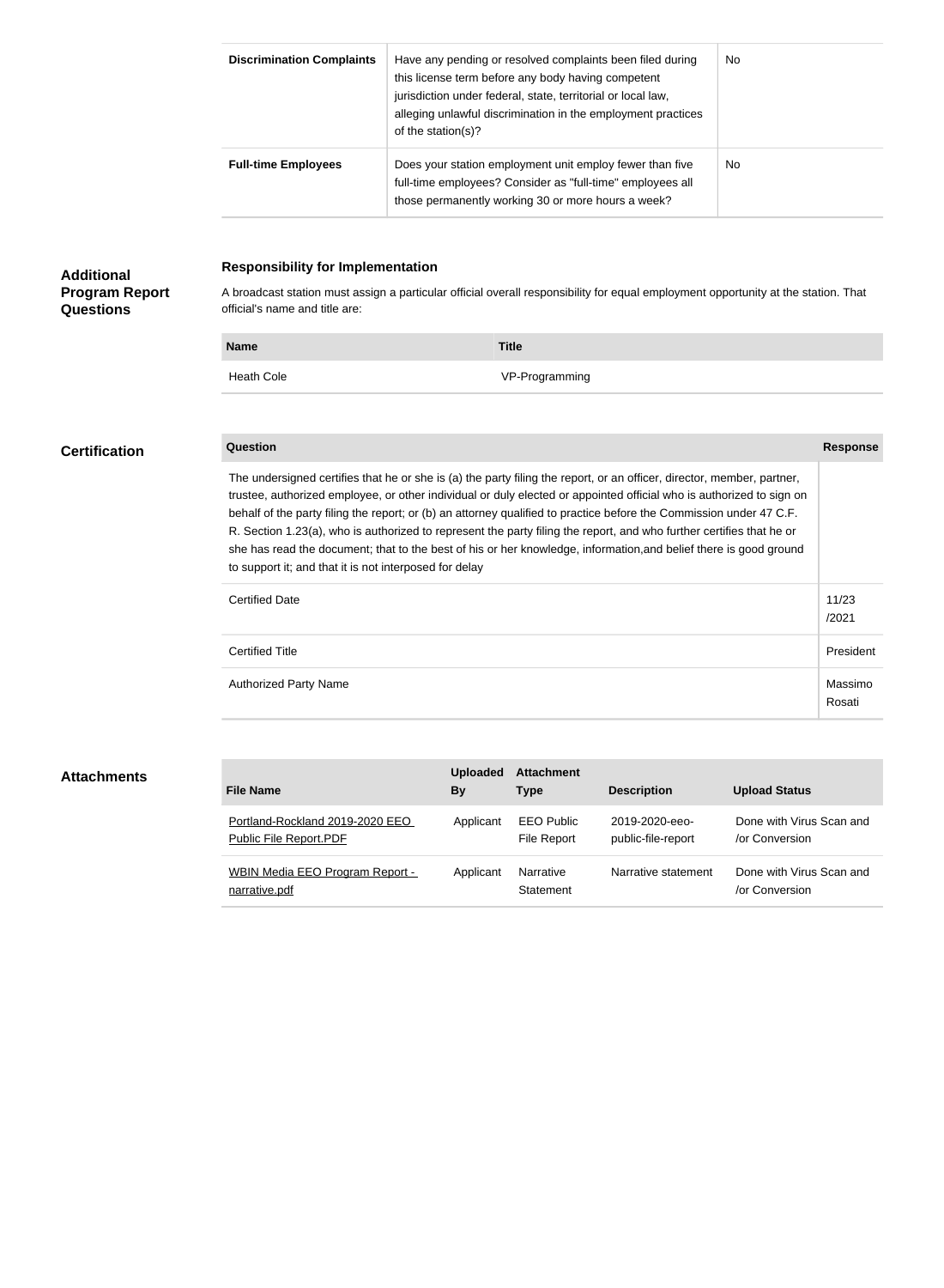| | | |
|---|---|---|
| **Discrimination Complaints** | Have any pending or resolved complaints been filed during this license term before any body having competent jurisdiction under federal, state, territorial or local law, alleging unlawful discrimination in the employment practices of the station(s)? | No |
| **Full-time Employees** | Does your station employment unit employ fewer than five full-time employees? Consider as "full-time" employees all those permanently working 30 or more hours a week? | No |

## Additional Program Report Questions

### Responsibility for Implementation

A broadcast station must assign a particular official overall responsibility for equal employment opportunity at the station. That official's name and title are:

| Name | Title |
|---|---|
| Heath Cole | VP-Programming |

## Certification

| Question | Response |
|---|---|
| The undersigned certifies that he or she is (a) the party filing the report, or an officer, director, member, partner, trustee, authorized employee, or other individual or duly elected or appointed official who is authorized to sign on behalf of the party filing the report; or (b) an attorney qualified to practice before the Commission under 47 C.F. R. Section 1.23(a), who is authorized to represent the party filing the report, and who further certifies that he or she has read the document; that to the best of his or her knowledge, information,and belief there is good ground to support it; and that it is not interposed for delay | |
| Certified Date | 11/23/2021 |
| Certified Title | President |
| Authorized Party Name | Massimo Rosati |

## Attachments

| File Name | Uploaded By | Attachment Type | Description | Upload Status |
|---|---|---|---|---|
| Portland-Rockland 2019-2020 EEO Public File Report.PDF | Applicant | EEO Public File Report | 2019-2020-eeo-public-file-report | Done with Virus Scan and /or Conversion |
| WBIN Media EEO Program Report - narrative.pdf | Applicant | Narrative Statement | Narrative statement | Done with Virus Scan and /or Conversion |